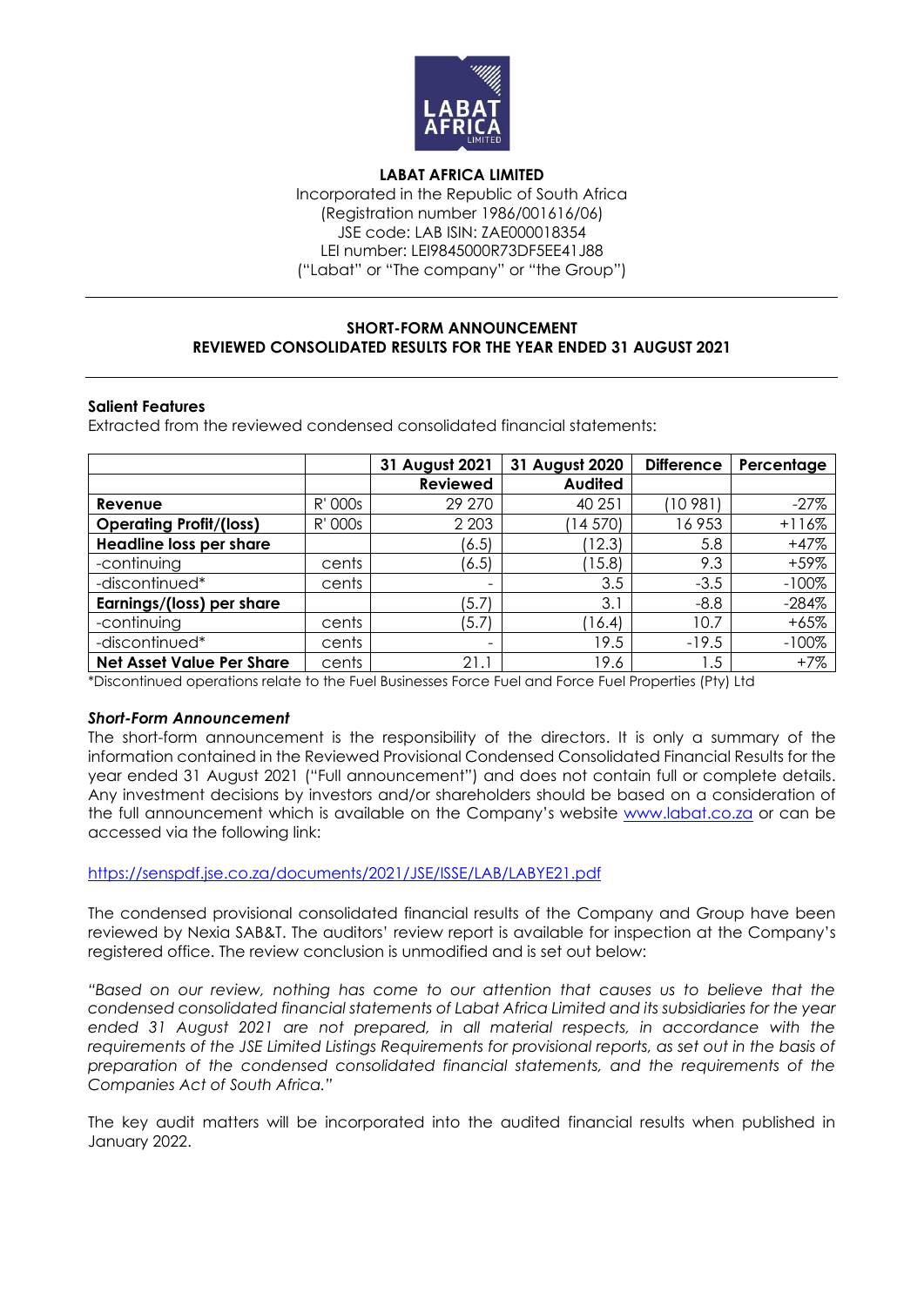**LABAT AFRICA LIMITED**
Incorporated in the Republic of South Africa
(Registration number 1986/001616/06)
JSE code: LAB ISIN: ZAE000018354
LEI number: LEI9845000R73DF5EE41J88
("Labat" or "The company" or "the Group")

---

**SHORT-FORM ANNOUNCEMENT**
**REVIEWED CONSOLIDATED RESULTS FOR THE YEAR ENDED 31 AUGUST 2021**

---

**Salient Features**

Extracted from the reviewed condensed consolidated financial statements:

| | | 31 August 2021 | 31 August 2020 | Difference | Percentage |
|---|---|---|---|---|---|
| | | **Reviewed** | **Audited** | | |
| **Revenue** | R' 000s | 29 270 | 40 251 | (10 981) | -27% |
| **Operating Profit/(loss)** | R' 000s | 2 203 | (14 570) | 16 953 | +116% |
| **Headline loss per share** | | (6.5) | (12.3) | 5.8 | +47% |
| -continuing | cents | (6.5) | (15.8) | 9.3 | +59% |
| -discontinued* | cents | - | 3.5 | -3.5 | -100% |
| **Earnings/(loss) per share** | | (5.7) | 3.1 | -8.8 | -284% |
| -continuing | cents | (5.7) | (16.4) | 10.7 | +65% |
| -discontinued* | cents | - | 19.5 | -19.5 | -100% |
| **Net Asset Value Per Share** | cents | 21.1 | 19.6 | 1.5 | +7% |

*Discontinued operations relate to the Fuel Businesses Force Fuel and Force Fuel Properties (Pty) Ltd

***Short-Form Announcement***

The short-form announcement is the responsibility of the directors. It is only a summary of the information contained in the Reviewed Provisional Condensed Consolidated Financial Results for the year ended 31 August 2021 ("Full announcement") and does not contain full or complete details. Any investment decisions by investors and/or shareholders should be based on a consideration of the full announcement which is available on the Company's website www.labat.co.za or can be accessed via the following link:

https://senspdf.jse.co.za/documents/2021/JSE/ISSE/LAB/LABYE21.pdf

The condensed provisional consolidated financial results of the Company and Group have been reviewed by Nexia SAB&T. The auditors' review report is available for inspection at the Company's registered office. The review conclusion is unmodified and is set out below:

*"Based on our review, nothing has come to our attention that causes us to believe that the condensed consolidated financial statements of Labat Africa Limited and its subsidiaries for the year ended 31 August 2021 are not prepared, in all material respects, in accordance with the requirements of the JSE Limited Listings Requirements for provisional reports, as set out in the basis of preparation of the condensed consolidated financial statements, and the requirements of the Companies Act of South Africa."*

The key audit matters will be incorporated into the audited financial results when published in January 2022.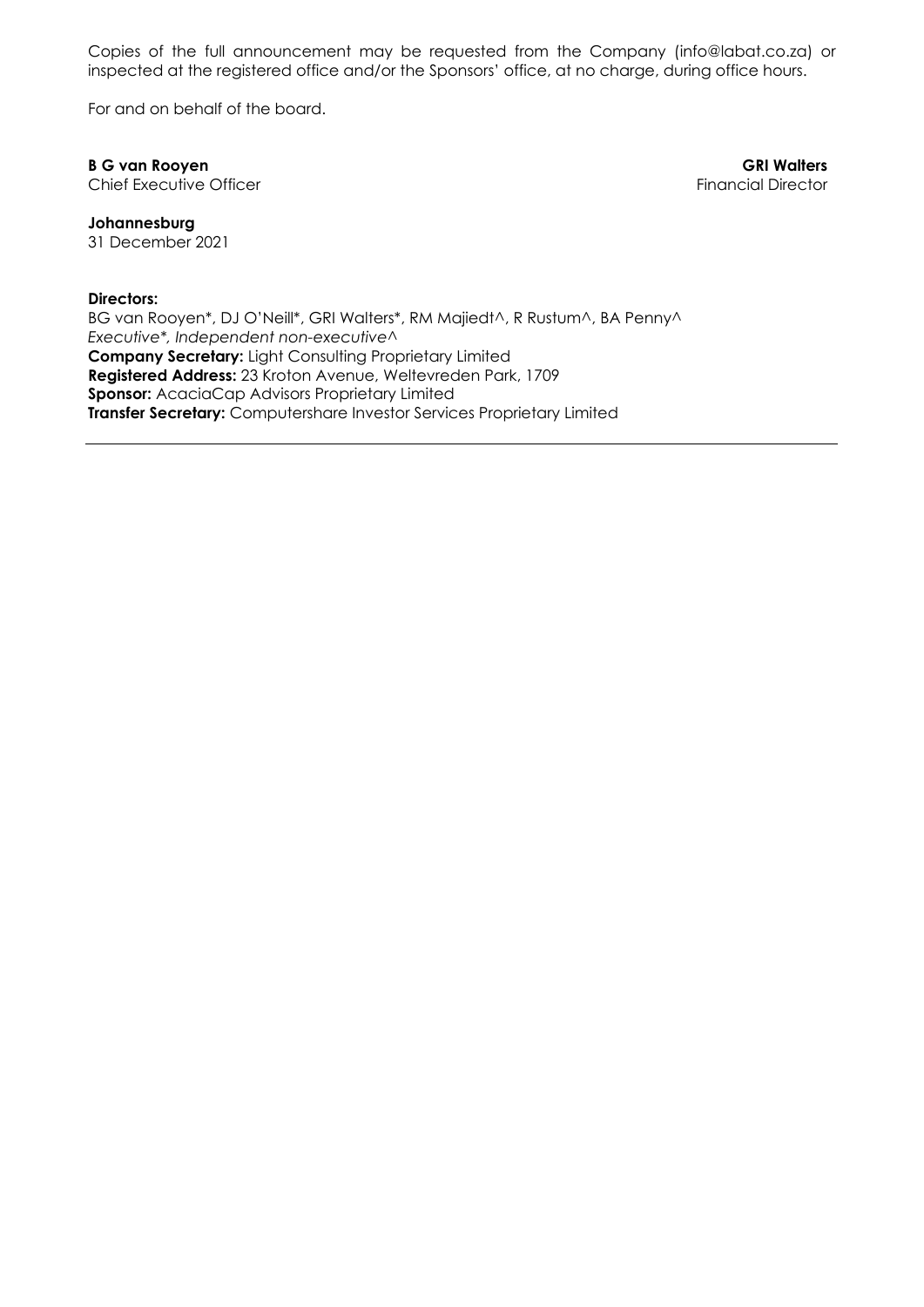Copies of the full announcement may be requested from the Company (info@labat.co.za) or inspected at the registered office and/or the Sponsors' office, at no charge, during office hours.

For and on behalf of the board.

**B G van Rooyen**
Chief Executive Officer

**GRI Walters**
Financial Director

**Johannesburg**
31 December 2021

**Directors:**
BG van Rooyen*, DJ O'Neill*, GRI Walters*, RM Majiedt^, R Rustum^, BA Penny^
*Executive*, Independent non-executive^*
**Company Secretary:** Light Consulting Proprietary Limited
**Registered Address:** 23 Kroton Avenue, Weltevreden Park, 1709
**Sponsor:** AcaciaCap Advisors Proprietary Limited
**Transfer Secretary:** Computershare Investor Services Proprietary Limited